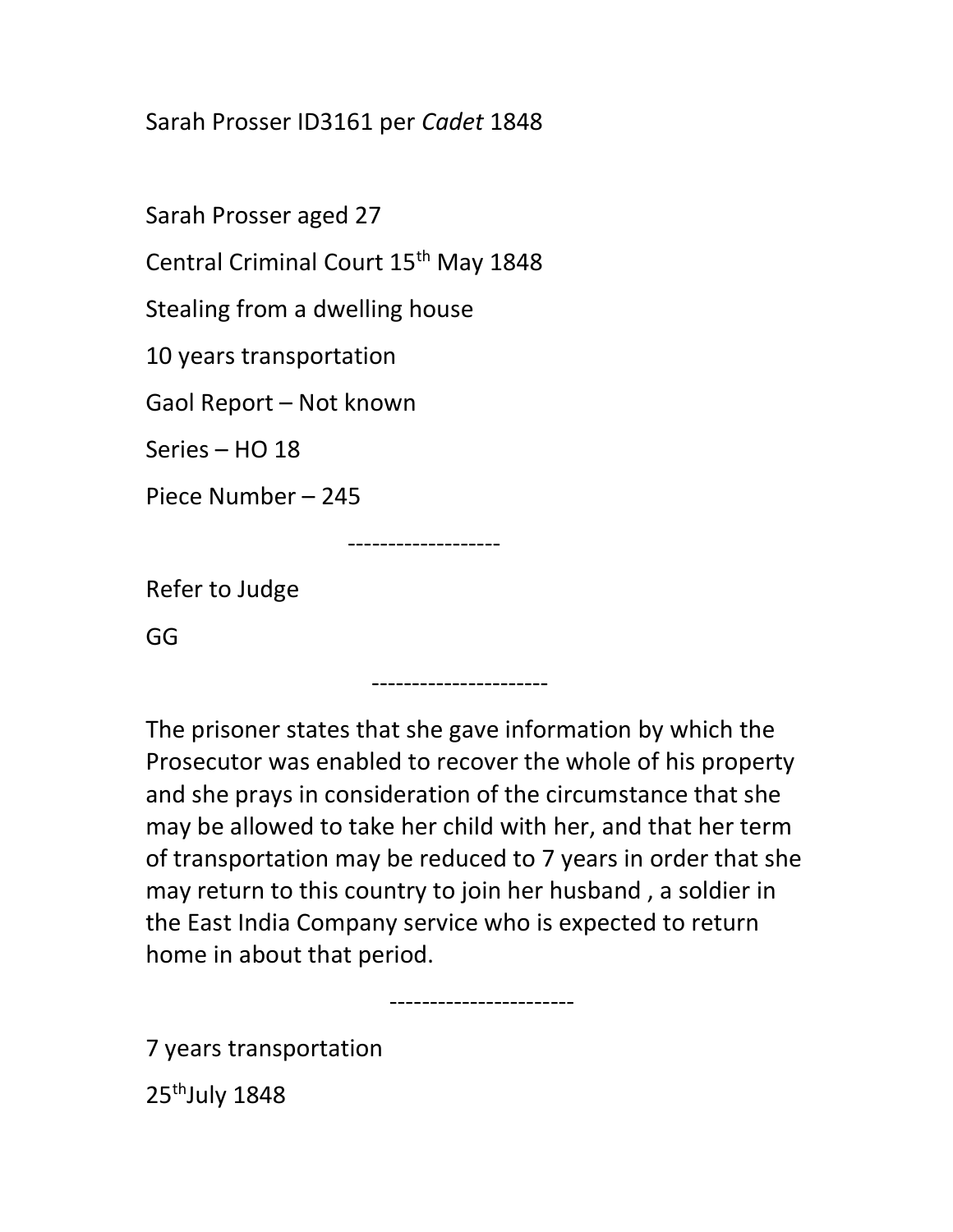Sarah Prosser ID3161 per *Cadet* 1848

Sarah Prosser aged 27

Central Criminal Court 15th May 1848

Stealing from a dwelling house

10 years transportation

Gaol Report – Not known

Series – HO 18

Piece Number – 245

-------------------

Refer to Judge

GG

----------------------

The prisoner states that she gave information by which the Prosecutor was enabled to recover the whole of his property and she prays in consideration of the circumstance that she may be allowed to take her child with her, and that her term of transportation may be reduced to 7 years in order that she may return to this country to join her husband , a soldier in the East India Company service who is expected to return home in about that period.

-----------------------

7 years transportation

25th July 1848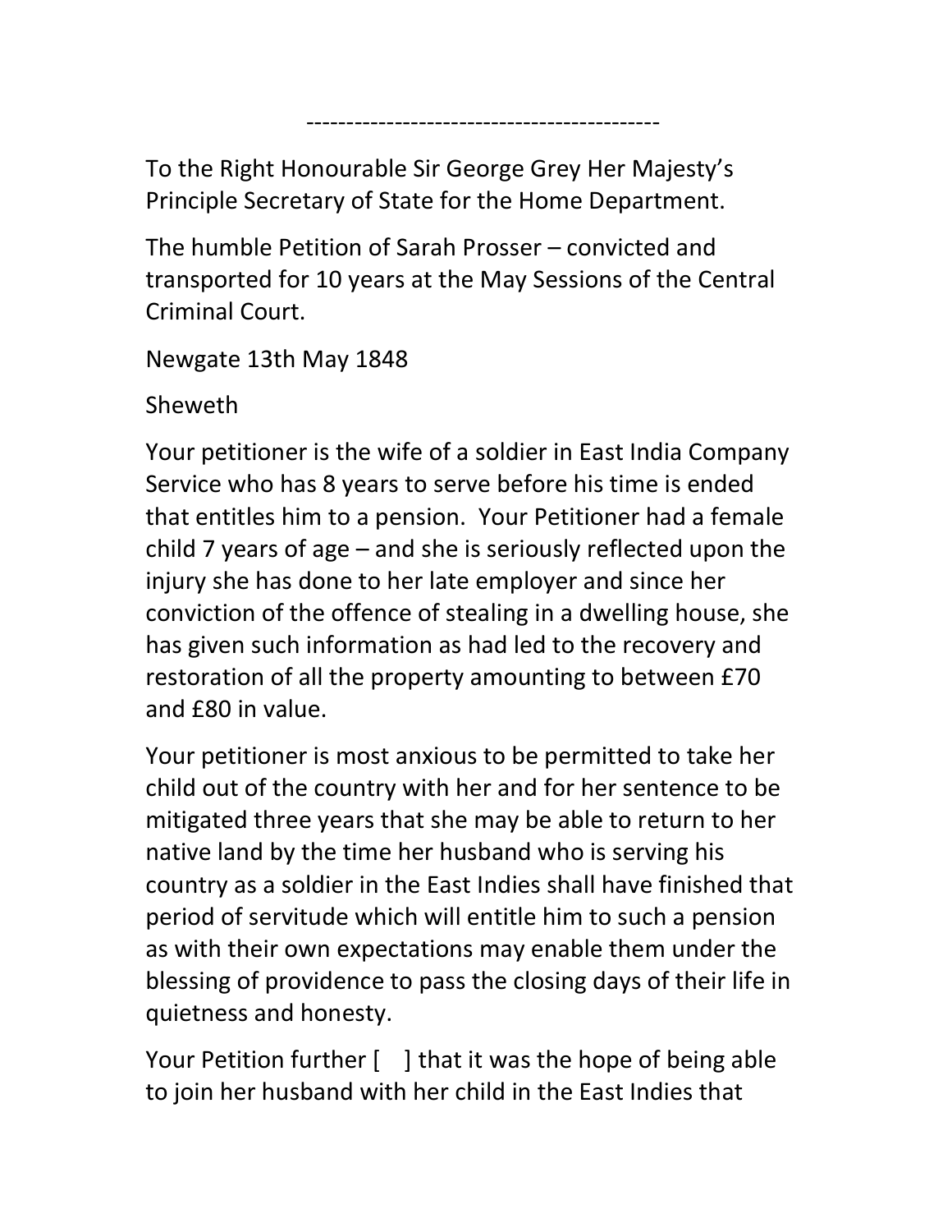--------------------------------------------

To the Right Honourable Sir George Grey Her Majesty's Principle Secretary of State for the Home Department.

The humble Petition of Sarah Prosser – convicted and transported for 10 years at the May Sessions of the Central Criminal Court.

Newgate 13th May 1848

Sheweth

Your petitioner is the wife of a soldier in East India Company Service who has 8 years to serve before his time is ended that entitles him to a pension. Your Petitioner had a female child 7 years of age – and she is seriously reflected upon the injury she has done to her late employer and since her conviction of the offence of stealing in a dwelling house, she has given such information as had led to the recovery and restoration of all the property amounting to between £70 and £80 in value.

Your petitioner is most anxious to be permitted to take her child out of the country with her and for her sentence to be mitigated three years that she may be able to return to her native land by the time her husband who is serving his country as a soldier in the East Indies shall have finished that period of servitude which will entitle him to such a pension as with their own expectations may enable them under the blessing of providence to pass the closing days of their life in quietness and honesty.

Your Petition further [ ] that it was the hope of being able to join her husband with her child in the East Indies that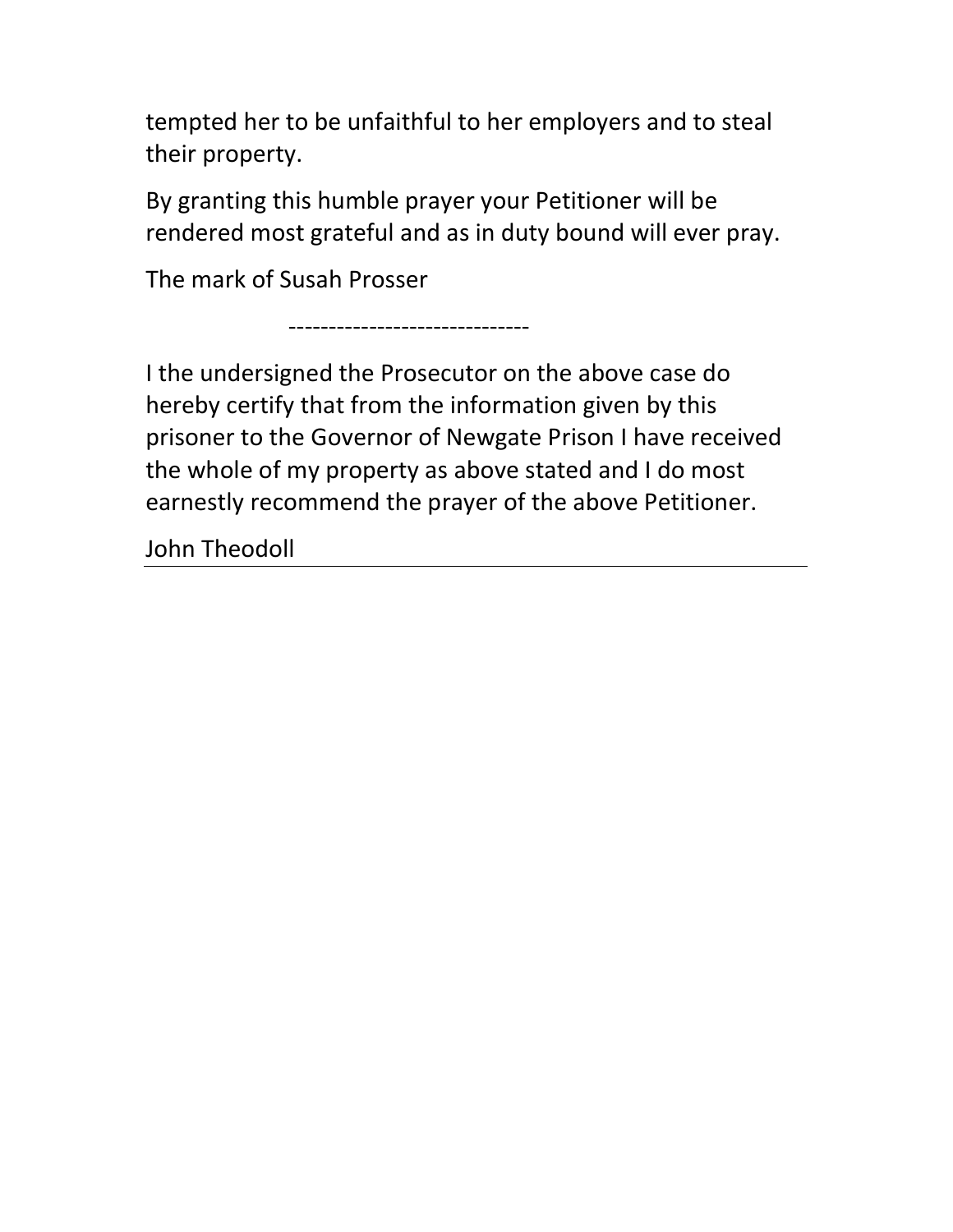tempted her to be unfaithful to her employers and to steal their property.

By granting this humble prayer your Petitioner will be rendered most grateful and as in duty bound will ever pray.

The mark of Susah Prosser

------------------------------

I the undersigned the Prosecutor on the above case do hereby certify that from the information given by this prisoner to the Governor of Newgate Prison I have received the whole of my property as above stated and I do most earnestly recommend the prayer of the above Petitioner.

John Theodoll